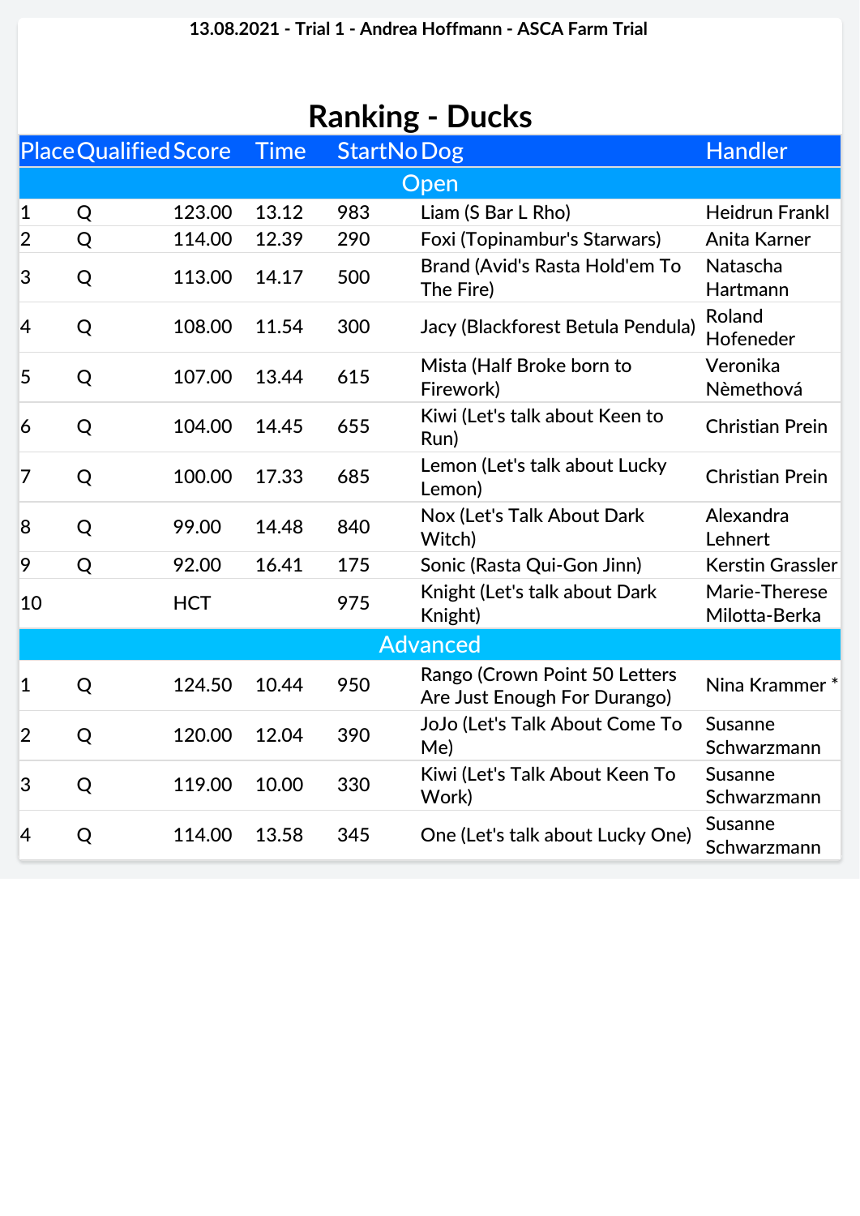13.08.2021 - Trial 1 - Andrea Hoffmann - ASCA Farm Trial

# Ranking - Ducks

| Place | Qualified | Score | Time | StartNo | Dog | Handler |
|---|---|---|---|---|---|---|
| **Open** | | | | | | |
| 1 | Q | 123.00 | 13.12 | 983 | Liam (S Bar L Rho) | Heidrun Frankl |
| 2 | Q | 114.00 | 12.39 | 290 | Foxi (Topinambur's Starwars) | Anita Karner |
| 3 | Q | 113.00 | 14.17 | 500 | Brand (Avid's Rasta Hold'em To The Fire) | Natascha Hartmann |
| 4 | Q | 108.00 | 11.54 | 300 | Jacy (Blackforest Betula Pendula) | Roland Hofeneder |
| 5 | Q | 107.00 | 13.44 | 615 | Mista (Half Broke born to Firework) | Veronika Nèmethová |
| 6 | Q | 104.00 | 14.45 | 655 | Kiwi (Let's talk about Keen to Run) | Christian Prein |
| 7 | Q | 100.00 | 17.33 | 685 | Lemon (Let's talk about Lucky Lemon) | Christian Prein |
| 8 | Q | 99.00 | 14.48 | 840 | Nox (Let's Talk About Dark Witch) | Alexandra Lehnert |
| 9 | Q | 92.00 | 16.41 | 175 | Sonic (Rasta Qui-Gon Jinn) | Kerstin Grassler |
| 10 | | HCT | | 975 | Knight (Let's talk about Dark Knight) | Marie-Therese Milotta-Berka |
| **Advanced** | | | | | | |
| 1 | Q | 124.50 | 10.44 | 950 | Rango (Crown Point 50 Letters Are Just Enough For Durango) | Nina Krammer * |
| 2 | Q | 120.00 | 12.04 | 390 | JoJo (Let's Talk About Come To Me) | Susanne Schwarzmann |
| 3 | Q | 119.00 | 10.00 | 330 | Kiwi (Let's Talk About Keen To Work) | Susanne Schwarzmann |
| 4 | Q | 114.00 | 13.58 | 345 | One (Let's talk about Lucky One) | Susanne Schwarzmann |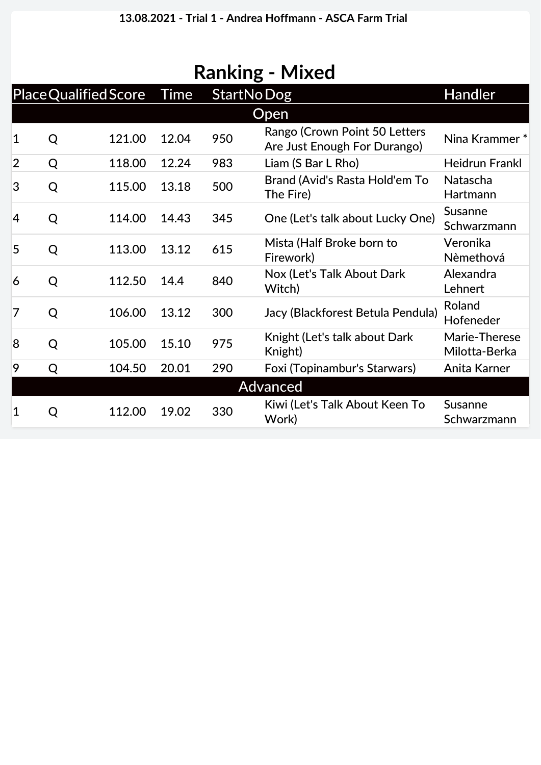**13.08.2021 - Trial 1 - Andrea Hoffmann - ASCA Farm Trial**

# Ranking - Mixed

| Place | Qualified | Score | Time | StartNo | Dog | Handler |
|---|---|---|---|---|---|---|
| **Open** | | | | | | |
| 1 | Q | 121.00 | 12.04 | 950 | Rango (Crown Point 50 Letters Are Just Enough For Durango) | Nina Krammer * |
| 2 | Q | 118.00 | 12.24 | 983 | Liam (S Bar L Rho) | Heidrun Frankl |
| 3 | Q | 115.00 | 13.18 | 500 | Brand (Avid's Rasta Hold'em To The Fire) | Natascha Hartmann |
| 4 | Q | 114.00 | 14.43 | 345 | One (Let's talk about Lucky One) | Susanne Schwarzmann |
| 5 | Q | 113.00 | 13.12 | 615 | Mista (Half Broke born to Firework) | Veronika Nèmethová |
| 6 | Q | 112.50 | 14.4 | 840 | Nox (Let's Talk About Dark Witch) | Alexandra Lehnert |
| 7 | Q | 106.00 | 13.12 | 300 | Jacy (Blackforest Betula Pendula) | Roland Hofeneder |
| 8 | Q | 105.00 | 15.10 | 975 | Knight (Let's talk about Dark Knight) | Marie-Therese Milotta-Berka |
| 9 | Q | 104.50 | 20.01 | 290 | Foxi (Topinambur's Starwars) | Anita Karner |
| **Advanced** | | | | | | |
| 1 | Q | 112.00 | 19.02 | 330 | Kiwi (Let's Talk About Keen To Work) | Susanne Schwarzmann |